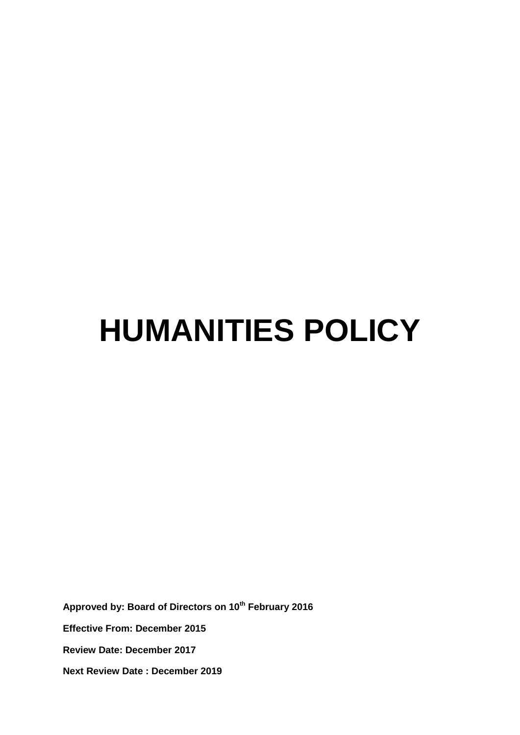# HUMANITIES POLICY

**Approved by: Board of Directors on 10th February 2016**

**Effective From: December 2015**

**Review Date: December 2017**

**Next Review Date : December 2019**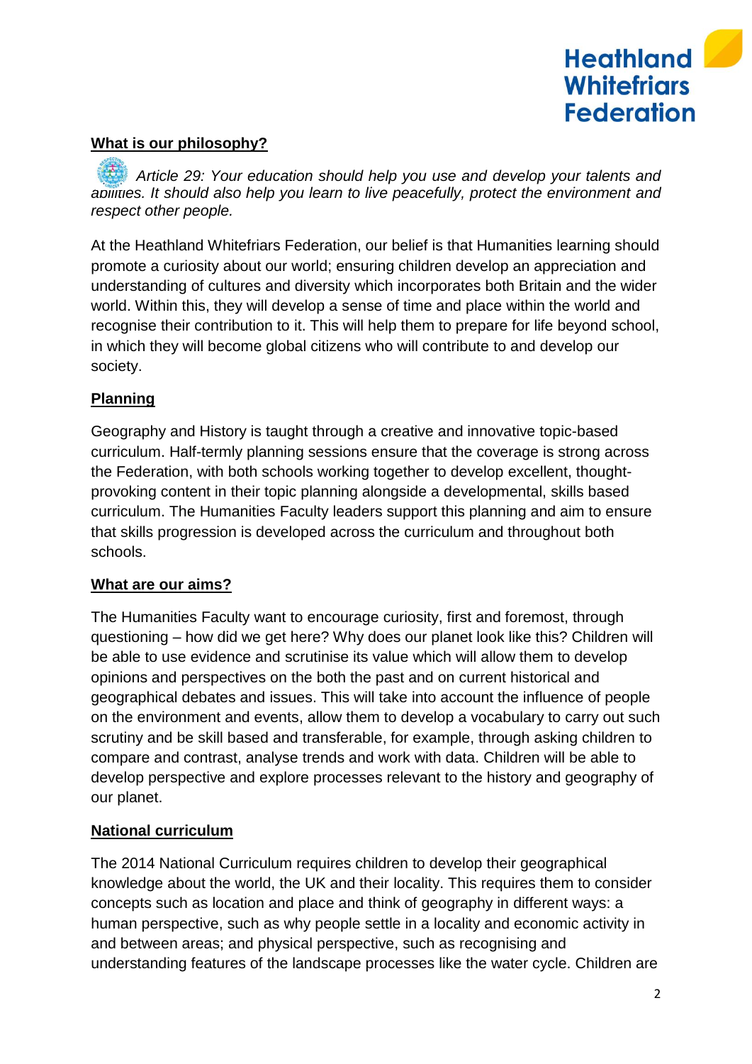## What is our philosophy?

*Article 29: Your education should help you use and develop your talents and abilities. It should also help you learn to live peacefully, protect the environment and respect other people.*

At the Heathland Whitefriars Federation, our belief is that Humanities learning should promote a curiosity about our world; ensuring children develop an appreciation and understanding of cultures and diversity which incorporates both Britain and the wider world. Within this, they will develop a sense of time and place within the world and recognise their contribution to it. This will help them to prepare for life beyond school, in which they will become global citizens who will contribute to and develop our society.

## Planning

Geography and History is taught through a creative and innovative topic-based curriculum. Half-termly planning sessions ensure that the coverage is strong across the Federation, with both schools working together to develop excellent, thought-provoking content in their topic planning alongside a developmental, skills based curriculum. The Humanities Faculty leaders support this planning and aim to ensure that skills progression is developed across the curriculum and throughout both schools.

## What are our aims?

The Humanities Faculty want to encourage curiosity, first and foremost, through questioning – how did we get here? Why does our planet look like this? Children will be able to use evidence and scrutinise its value which will allow them to develop opinions and perspectives on the both the past and on current historical and geographical debates and issues. This will take into account the influence of people on the environment and events, allow them to develop a vocabulary to carry out such scrutiny and be skill based and transferable, for example, through asking children to compare and contrast, analyse trends and work with data. Children will be able to develop perspective and explore processes relevant to the history and geography of our planet.

## National curriculum

The 2014 National Curriculum requires children to develop their geographical knowledge about the world, the UK and their locality. This requires them to consider concepts such as location and place and think of geography in different ways: a human perspective, such as why people settle in a locality and economic activity in and between areas; and physical perspective, such as recognising and understanding features of the landscape processes like the water cycle. Children are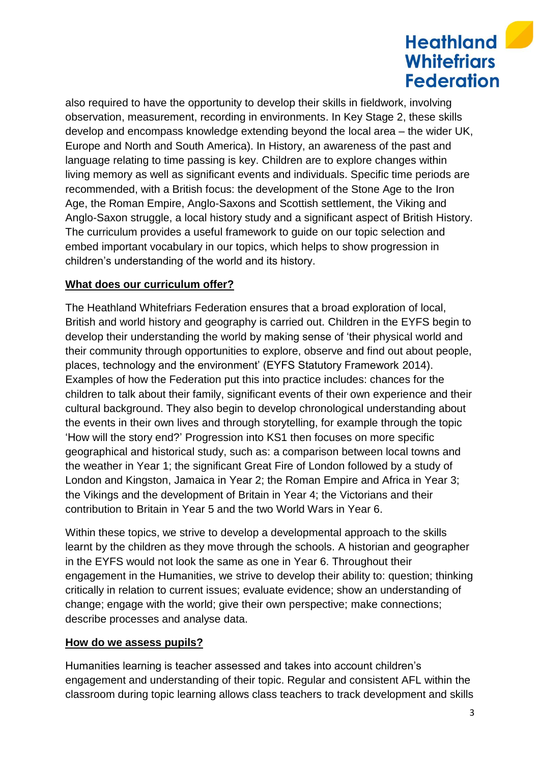also required to have the opportunity to develop their skills in fieldwork, involving observation, measurement, recording in environments. In Key Stage 2, these skills develop and encompass knowledge extending beyond the local area – the wider UK, Europe and North and South America). In History, an awareness of the past and language relating to time passing is key. Children are to explore changes within living memory as well as significant events and individuals. Specific time periods are recommended, with a British focus: the development of the Stone Age to the Iron Age, the Roman Empire, Anglo-Saxons and Scottish settlement, the Viking and Anglo-Saxon struggle, a local history study and a significant aspect of British History. The curriculum provides a useful framework to guide on our topic selection and embed important vocabulary in our topics, which helps to show progression in children's understanding of the world and its history.

**What does our curriculum offer?**

The Heathland Whitefriars Federation ensures that a broad exploration of local, British and world history and geography is carried out. Children in the EYFS begin to develop their understanding the world by making sense of 'their physical world and their community through opportunities to explore, observe and find out about people, places, technology and the environment' (EYFS Statutory Framework 2014). Examples of how the Federation put this into practice includes: chances for the children to talk about their family, significant events of their own experience and their cultural background. They also begin to develop chronological understanding about the events in their own lives and through storytelling, for example through the topic 'How will the story end?' Progression into KS1 then focuses on more specific geographical and historical study, such as: a comparison between local towns and the weather in Year 1; the significant Great Fire of London followed by a study of London and Kingston, Jamaica in Year 2; the Roman Empire and Africa in Year 3; the Vikings and the development of Britain in Year 4; the Victorians and their contribution to Britain in Year 5 and the two World Wars in Year 6.

Within these topics, we strive to develop a developmental approach to the skills learnt by the children as they move through the schools. A historian and geographer in the EYFS would not look the same as one in Year 6. Throughout their engagement in the Humanities, we strive to develop their ability to: question; thinking critically in relation to current issues; evaluate evidence; show an understanding of change; engage with the world; give their own perspective; make connections; describe processes and analyse data.

**How do we assess pupils?**

Humanities learning is teacher assessed and takes into account children's engagement and understanding of their topic. Regular and consistent AFL within the classroom during topic learning allows class teachers to track development and skills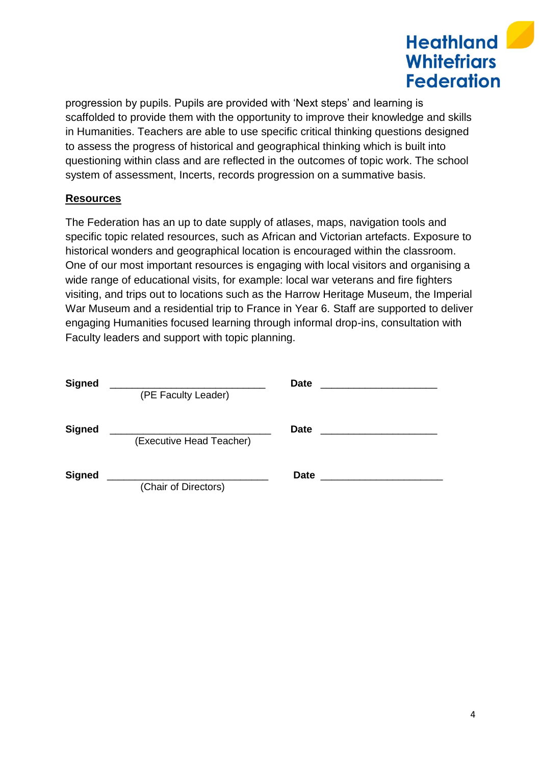progression by pupils. Pupils are provided with 'Next steps' and learning is scaffolded to provide them with the opportunity to improve their knowledge and skills in Humanities. Teachers are able to use specific critical thinking questions designed to assess the progress of historical and geographical thinking which is built into questioning within class and are reflected in the outcomes of topic work. The school system of assessment, Incerts, records progression on a summative basis.

**Resources**

The Federation has an up to date supply of atlases, maps, navigation tools and specific topic related resources, such as African and Victorian artefacts. Exposure to historical wonders and geographical location is encouraged within the classroom. One of our most important resources is engaging with local visitors and organising a wide range of educational visits, for example: local war veterans and fire fighters visiting, and trips out to locations such as the Harrow Heritage Museum, the Imperial War Museum and a residential trip to France in Year 6. Staff are supported to deliver engaging Humanities focused learning through informal drop-ins, consultation with Faculty leaders and support with topic planning.

**Signed** ____________________________ **Date** ____________________
(PE Faculty Leader)

**Signed** ____________________________ **Date** ____________________
(Executive Head Teacher)

**Signed** ____________________________ **Date** ____________________
(Chair of Directors)